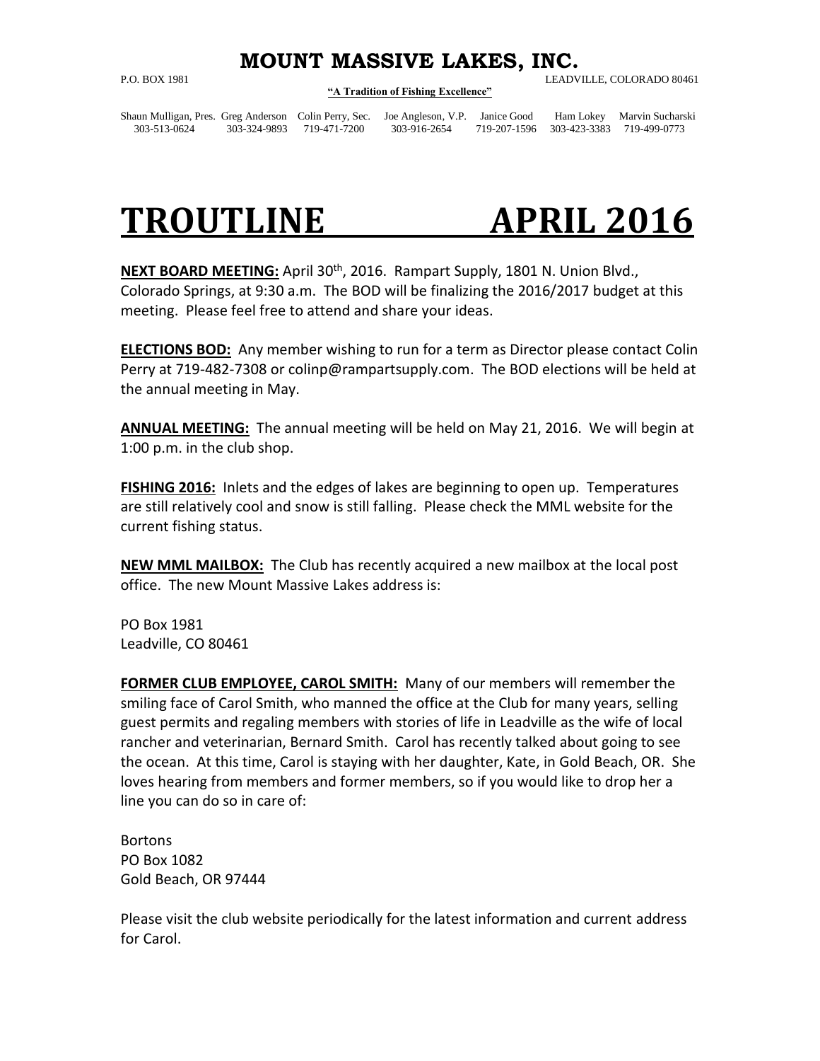# MOUNT MASSIVE LAKES, INC.

P.O. BOX 1981 LEADVILLE, COLORADO 80461

**"A Tradition of Fishing Excellence"**

| Shaun Mulligan, Pres. | Greg Anderson | Colin Perry, Sec. | Joe Angleson, V.P. | Janice Good | Ham Lokey | Marvin Sucharski |
|---|---|---|---|---|---|---|
| 303-513-0624 | 303-324-9893 | 719-471-7200 | 303-916-2654 | 719-207-1596 | 303-423-3383 | 719-499-0773 |

# TROUTLINE APRIL 2016

**NEXT BOARD MEETING:** April 30th, 2016. Rampart Supply, 1801 N. Union Blvd., Colorado Springs, at 9:30 a.m. The BOD will be finalizing the 2016/2017 budget at this meeting. Please feel free to attend and share your ideas.

**ELECTIONS BOD:** Any member wishing to run for a term as Director please contact Colin Perry at 719-482-7308 or colinp@rampartsupply.com. The BOD elections will be held at the annual meeting in May.

**ANNUAL MEETING:** The annual meeting will be held on May 21, 2016. We will begin at 1:00 p.m. in the club shop.

**FISHING 2016:** Inlets and the edges of lakes are beginning to open up. Temperatures are still relatively cool and snow is still falling. Please check the MML website for the current fishing status.

**NEW MML MAILBOX:** The Club has recently acquired a new mailbox at the local post office. The new Mount Massive Lakes address is:

PO Box 1981
Leadville, CO 80461

**FORMER CLUB EMPLOYEE, CAROL SMITH:** Many of our members will remember the smiling face of Carol Smith, who manned the office at the Club for many years, selling guest permits and regaling members with stories of life in Leadville as the wife of local rancher and veterinarian, Bernard Smith. Carol has recently talked about going to see the ocean. At this time, Carol is staying with her daughter, Kate, in Gold Beach, OR. She loves hearing from members and former members, so if you would like to drop her a line you can do so in care of:

Bortons
PO Box 1082
Gold Beach, OR 97444

Please visit the club website periodically for the latest information and current address for Carol.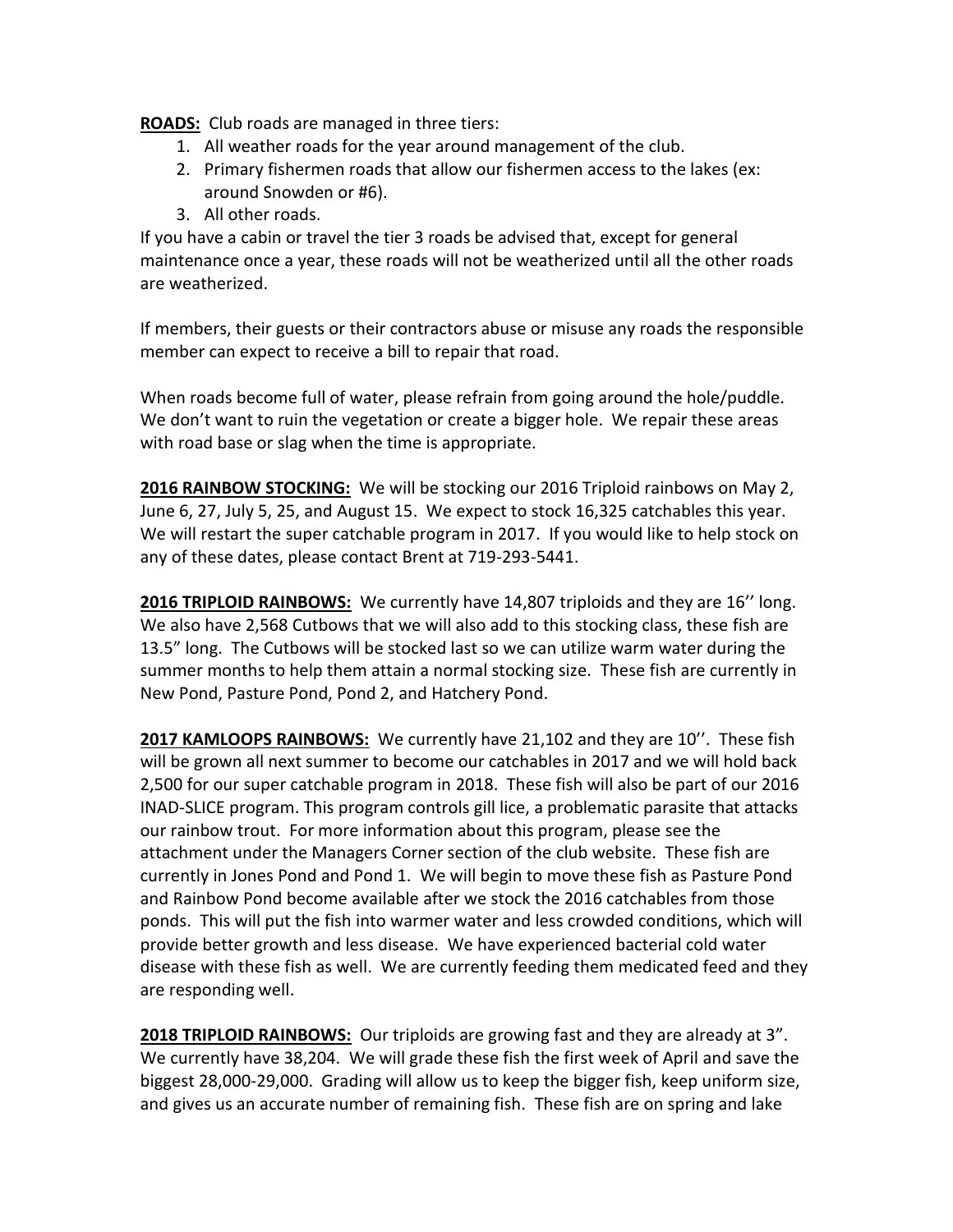**ROADS:** Club roads are managed in three tiers:

1. All weather roads for the year around management of the club.
2. Primary fishermen roads that allow our fishermen access to the lakes (ex: around Snowden or #6).
3. All other roads.

If you have a cabin or travel the tier 3 roads be advised that, except for general maintenance once a year, these roads will not be weatherized until all the other roads are weatherized.

If members, their guests or their contractors abuse or misuse any roads the responsible member can expect to receive a bill to repair that road.

When roads become full of water, please refrain from going around the hole/puddle. We don't want to ruin the vegetation or create a bigger hole. We repair these areas with road base or slag when the time is appropriate.

**2016 RAINBOW STOCKING:** We will be stocking our 2016 Triploid rainbows on May 2, June 6, 27, July 5, 25, and August 15. We expect to stock 16,325 catchables this year. We will restart the super catchable program in 2017. If you would like to help stock on any of these dates, please contact Brent at 719-293-5441.

**2016 TRIPLOID RAINBOWS:** We currently have 14,807 triploids and they are 16'' long. We also have 2,568 Cutbows that we will also add to this stocking class, these fish are 13.5" long. The Cutbows will be stocked last so we can utilize warm water during the summer months to help them attain a normal stocking size. These fish are currently in New Pond, Pasture Pond, Pond 2, and Hatchery Pond.

**2017 KAMLOOPS RAINBOWS:** We currently have 21,102 and they are 10''. These fish will be grown all next summer to become our catchables in 2017 and we will hold back 2,500 for our super catchable program in 2018. These fish will also be part of our 2016 INAD-SLICE program. This program controls gill lice, a problematic parasite that attacks our rainbow trout. For more information about this program, please see the attachment under the Managers Corner section of the club website. These fish are currently in Jones Pond and Pond 1. We will begin to move these fish as Pasture Pond and Rainbow Pond become available after we stock the 2016 catchables from those ponds. This will put the fish into warmer water and less crowded conditions, which will provide better growth and less disease. We have experienced bacterial cold water disease with these fish as well. We are currently feeding them medicated feed and they are responding well.

**2018 TRIPLOID RAINBOWS:** Our triploids are growing fast and they are already at 3". We currently have 38,204. We will grade these fish the first week of April and save the biggest 28,000-29,000. Grading will allow us to keep the bigger fish, keep uniform size, and gives us an accurate number of remaining fish. These fish are on spring and lake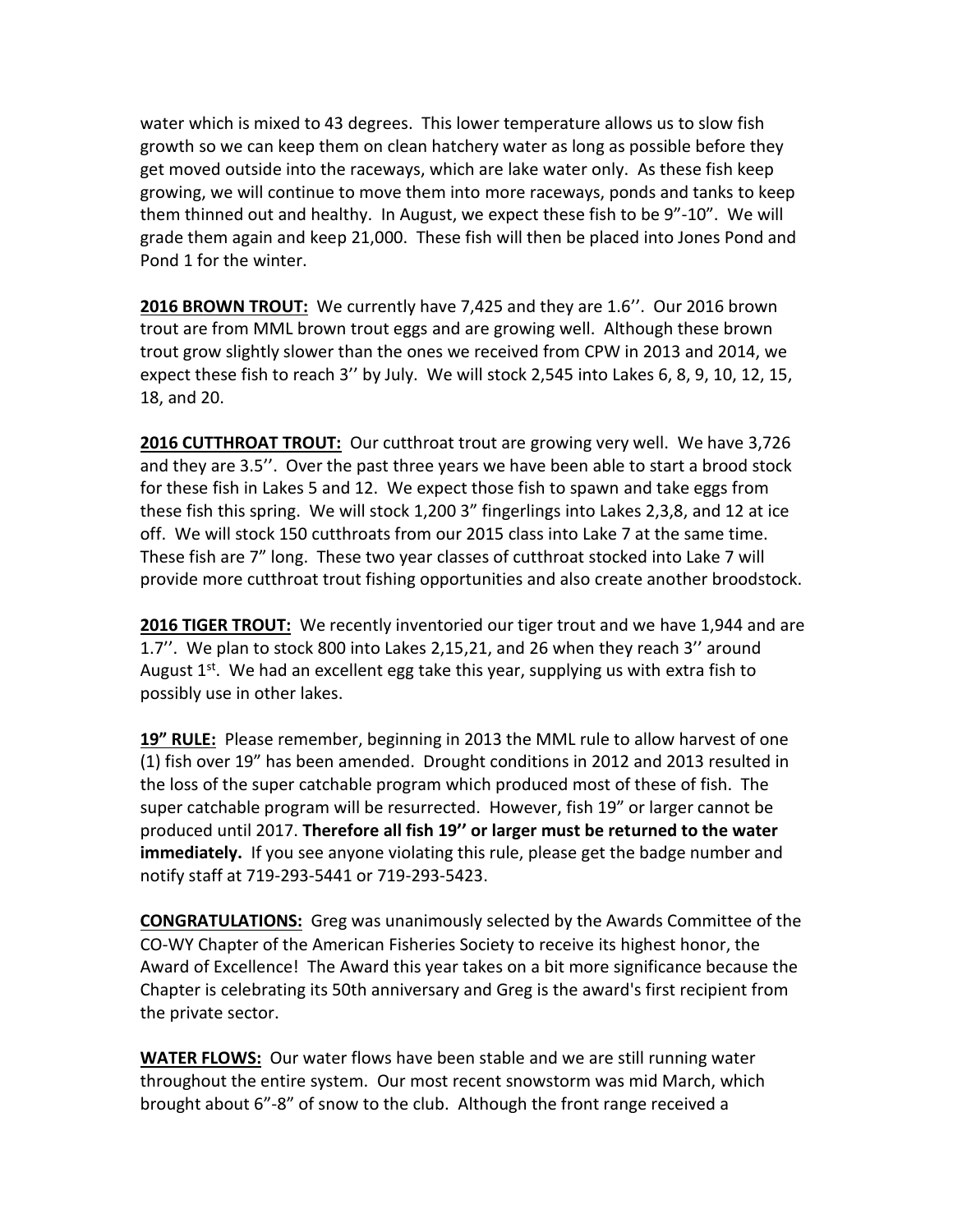water which is mixed to 43 degrees. This lower temperature allows us to slow fish growth so we can keep them on clean hatchery water as long as possible before they get moved outside into the raceways, which are lake water only. As these fish keep growing, we will continue to move them into more raceways, ponds and tanks to keep them thinned out and healthy. In August, we expect these fish to be 9”-10”. We will grade them again and keep 21,000. These fish will then be placed into Jones Pond and Pond 1 for the winter.

**2016 BROWN TROUT:** We currently have 7,425 and they are 1.6’’. Our 2016 brown trout are from MML brown trout eggs and are growing well. Although these brown trout grow slightly slower than the ones we received from CPW in 2013 and 2014, we expect these fish to reach 3’’ by July. We will stock 2,545 into Lakes 6, 8, 9, 10, 12, 15, 18, and 20.

**2016 CUTTHROAT TROUT:** Our cutthroat trout are growing very well. We have 3,726 and they are 3.5’’. Over the past three years we have been able to start a brood stock for these fish in Lakes 5 and 12. We expect those fish to spawn and take eggs from these fish this spring. We will stock 1,200 3” fingerlings into Lakes 2,3,8, and 12 at ice off. We will stock 150 cutthroats from our 2015 class into Lake 7 at the same time. These fish are 7” long. These two year classes of cutthroat stocked into Lake 7 will provide more cutthroat trout fishing opportunities and also create another broodstock.

**2016 TIGER TROUT:** We recently inventoried our tiger trout and we have 1,944 and are 1.7’’. We plan to stock 800 into Lakes 2,15,21, and 26 when they reach 3’’ around August 1st. We had an excellent egg take this year, supplying us with extra fish to possibly use in other lakes.

**19” RULE:** Please remember, beginning in 2013 the MML rule to allow harvest of one (1) fish over 19” has been amended. Drought conditions in 2012 and 2013 resulted in the loss of the super catchable program which produced most of these of fish. The super catchable program will be resurrected. However, fish 19” or larger cannot be produced until 2017. **Therefore all fish 19’’ or larger must be returned to the water immediately.** If you see anyone violating this rule, please get the badge number and notify staff at 719-293-5441 or 719-293-5423.

**CONGRATULATIONS:** Greg was unanimously selected by the Awards Committee of the CO-WY Chapter of the American Fisheries Society to receive its highest honor, the Award of Excellence! The Award this year takes on a bit more significance because the Chapter is celebrating its 50th anniversary and Greg is the award's first recipient from the private sector.

**WATER FLOWS:** Our water flows have been stable and we are still running water throughout the entire system. Our most recent snowstorm was mid March, which brought about 6”-8” of snow to the club. Although the front range received a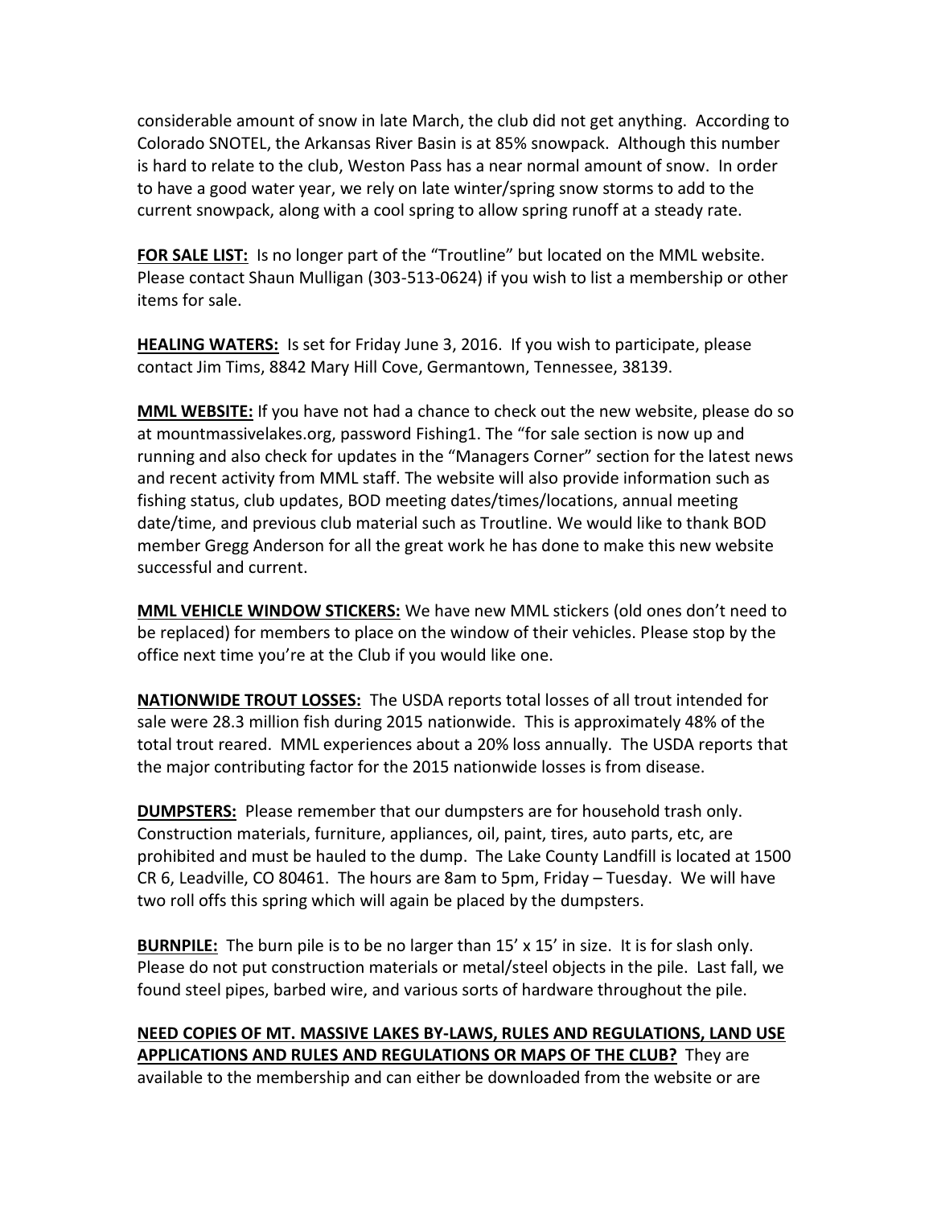considerable amount of snow in late March, the club did not get anything. According to Colorado SNOTEL, the Arkansas River Basin is at 85% snowpack. Although this number is hard to relate to the club, Weston Pass has a near normal amount of snow. In order to have a good water year, we rely on late winter/spring snow storms to add to the current snowpack, along with a cool spring to allow spring runoff at a steady rate.

**FOR SALE LIST:** Is no longer part of the "Troutline" but located on the MML website. Please contact Shaun Mulligan (303-513-0624) if you wish to list a membership or other items for sale.

**HEALING WATERS:** Is set for Friday June 3, 2016. If you wish to participate, please contact Jim Tims, 8842 Mary Hill Cove, Germantown, Tennessee, 38139.

**MML WEBSITE:** If you have not had a chance to check out the new website, please do so at mountmassivelakes.org, password Fishing1. The "for sale section is now up and running and also check for updates in the "Managers Corner" section for the latest news and recent activity from MML staff. The website will also provide information such as fishing status, club updates, BOD meeting dates/times/locations, annual meeting date/time, and previous club material such as Troutline. We would like to thank BOD member Gregg Anderson for all the great work he has done to make this new website successful and current.

**MML VEHICLE WINDOW STICKERS:** We have new MML stickers (old ones don't need to be replaced) for members to place on the window of their vehicles. Please stop by the office next time you're at the Club if you would like one.

**NATIONWIDE TROUT LOSSES:** The USDA reports total losses of all trout intended for sale were 28.3 million fish during 2015 nationwide. This is approximately 48% of the total trout reared. MML experiences about a 20% loss annually. The USDA reports that the major contributing factor for the 2015 nationwide losses is from disease.

**DUMPSTERS:** Please remember that our dumpsters are for household trash only. Construction materials, furniture, appliances, oil, paint, tires, auto parts, etc, are prohibited and must be hauled to the dump. The Lake County Landfill is located at 1500 CR 6, Leadville, CO 80461. The hours are 8am to 5pm, Friday – Tuesday. We will have two roll offs this spring which will again be placed by the dumpsters.

**BURNPILE:** The burn pile is to be no larger than 15' x 15' in size. It is for slash only. Please do not put construction materials or metal/steel objects in the pile. Last fall, we found steel pipes, barbed wire, and various sorts of hardware throughout the pile.

**NEED COPIES OF MT. MASSIVE LAKES BY-LAWS, RULES AND REGULATIONS, LAND USE APPLICATIONS AND RULES AND REGULATIONS OR MAPS OF THE CLUB?** They are available to the membership and can either be downloaded from the website or are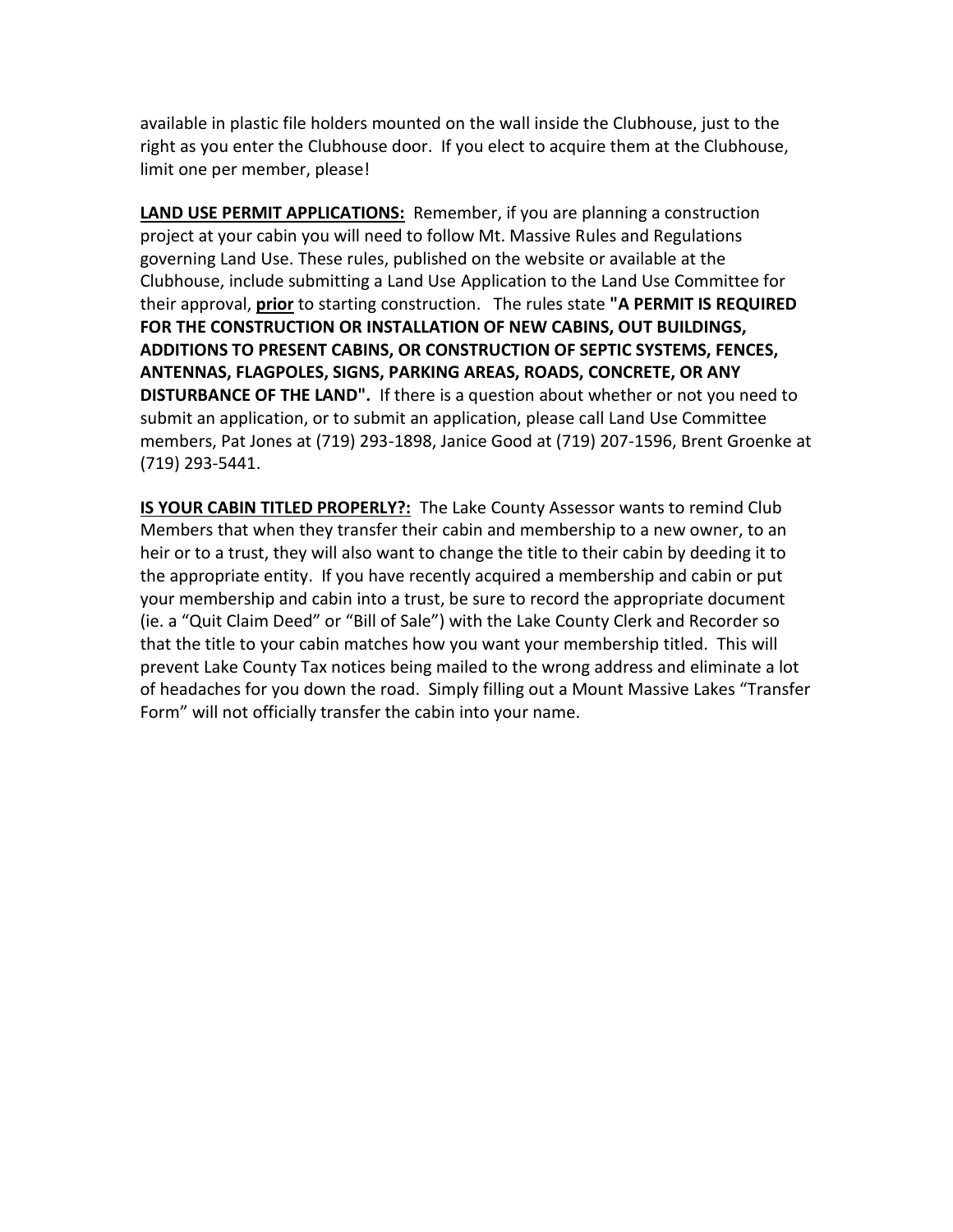available in plastic file holders mounted on the wall inside the Clubhouse, just to the right as you enter the Clubhouse door. If you elect to acquire them at the Clubhouse, limit one per member, please!

**LAND USE PERMIT APPLICATIONS:** Remember, if you are planning a construction project at your cabin you will need to follow Mt. Massive Rules and Regulations governing Land Use. These rules, published on the website or available at the Clubhouse, include submitting a Land Use Application to the Land Use Committee for their approval, **prior** to starting construction. The rules state **"A PERMIT IS REQUIRED FOR THE CONSTRUCTION OR INSTALLATION OF NEW CABINS, OUT BUILDINGS, ADDITIONS TO PRESENT CABINS, OR CONSTRUCTION OF SEPTIC SYSTEMS, FENCES, ANTENNAS, FLAGPOLES, SIGNS, PARKING AREAS, ROADS, CONCRETE, OR ANY DISTURBANCE OF THE LAND".** If there is a question about whether or not you need to submit an application, or to submit an application, please call Land Use Committee members, Pat Jones at (719) 293-1898, Janice Good at (719) 207-1596, Brent Groenke at (719) 293-5441.

**IS YOUR CABIN TITLED PROPERLY?:** The Lake County Assessor wants to remind Club Members that when they transfer their cabin and membership to a new owner, to an heir or to a trust, they will also want to change the title to their cabin by deeding it to the appropriate entity. If you have recently acquired a membership and cabin or put your membership and cabin into a trust, be sure to record the appropriate document (ie. a "Quit Claim Deed" or "Bill of Sale") with the Lake County Clerk and Recorder so that the title to your cabin matches how you want your membership titled. This will prevent Lake County Tax notices being mailed to the wrong address and eliminate a lot of headaches for you down the road. Simply filling out a Mount Massive Lakes "Transfer Form" will not officially transfer the cabin into your name.